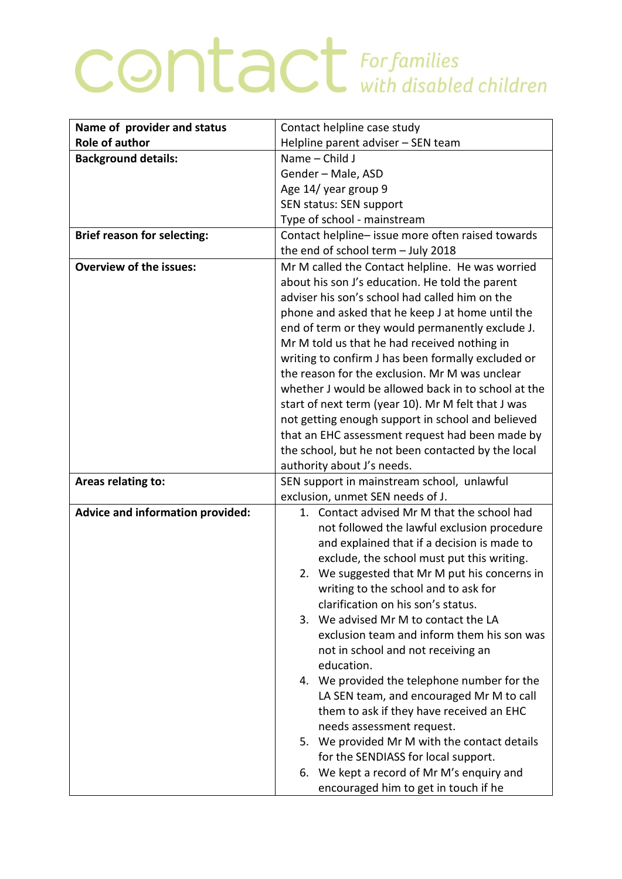contact *For families with disabled children*

| **Name of provider and status** <br> **Role of author** | Contact helpline case study <br> Helpline parent adviser – SEN team |
|---|---|
| **Background details:** | Name – Child J <br> Gender – Male, ASD <br> Age 14/ year group 9 <br> SEN status: SEN support <br> Type of school - mainstream |
| **Brief reason for selecting:** | Contact helpline– issue more often raised towards the end of school term – July 2018 |
| **Overview of the issues:** | Mr M called the Contact helpline. He was worried about his son J's education. He told the parent adviser his son's school had called him on the phone and asked that he keep J at home until the end of term or they would permanently exclude J. Mr M told us that he had received nothing in writing to confirm J has been formally excluded or the reason for the exclusion. Mr M was unclear whether J would be allowed back in to school at the start of next term (year 10). Mr M felt that J was not getting enough support in school and believed that an EHC assessment request had been made by the school, but he not been contacted by the local authority about J's needs. |
| **Areas relating to:** | SEN support in mainstream school, unlawful exclusion, unmet SEN needs of J. |
| **Advice and information provided:** | 1. Contact advised Mr M that the school had not followed the lawful exclusion procedure and explained that if a decision is made to exclude, the school must put this writing. <br> 2. We suggested that Mr M put his concerns in writing to the school and to ask for clarification on his son's status. <br> 3. We advised Mr M to contact the LA exclusion team and inform them his son was not in school and not receiving an education. <br> 4. We provided the telephone number for the LA SEN team, and encouraged Mr M to call them to ask if they have received an EHC needs assessment request. <br> 5. We provided Mr M with the contact details for the SENDIASS for local support. <br> 6. We kept a record of Mr M's enquiry and encouraged him to get in touch if he |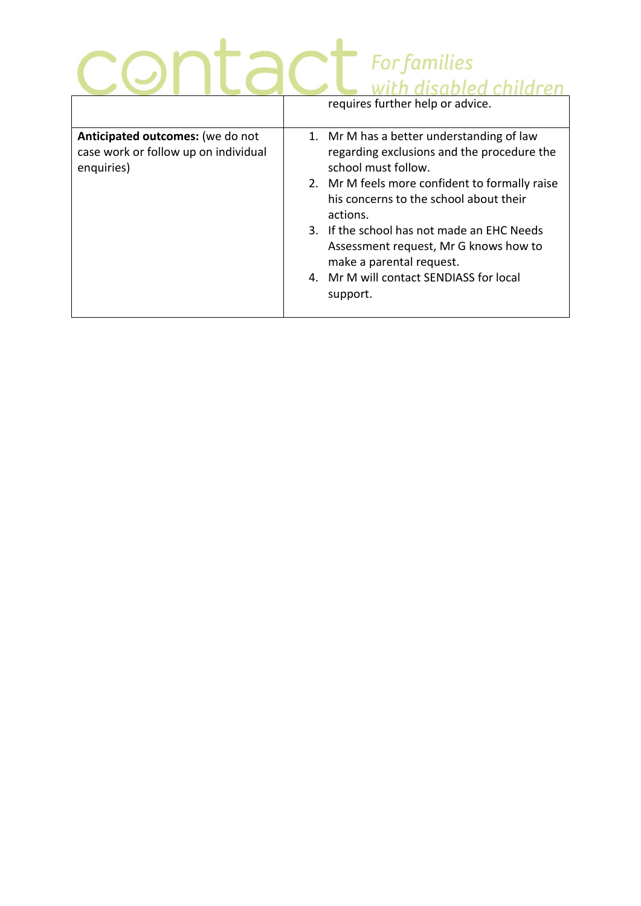| | |
|---|---|
| | requires further help or advice. |
| **Anticipated outcomes:** (we do not case work or follow up on individual enquiries) | 1. Mr M has a better understanding of law regarding exclusions and the procedure the school must follow.<br>2. Mr M feels more confident to formally raise his concerns to the school about their actions.<br>3. If the school has not made an EHC Needs Assessment request, Mr G knows how to make a parental request.<br>4. Mr M will contact SENDIASS for local support. |